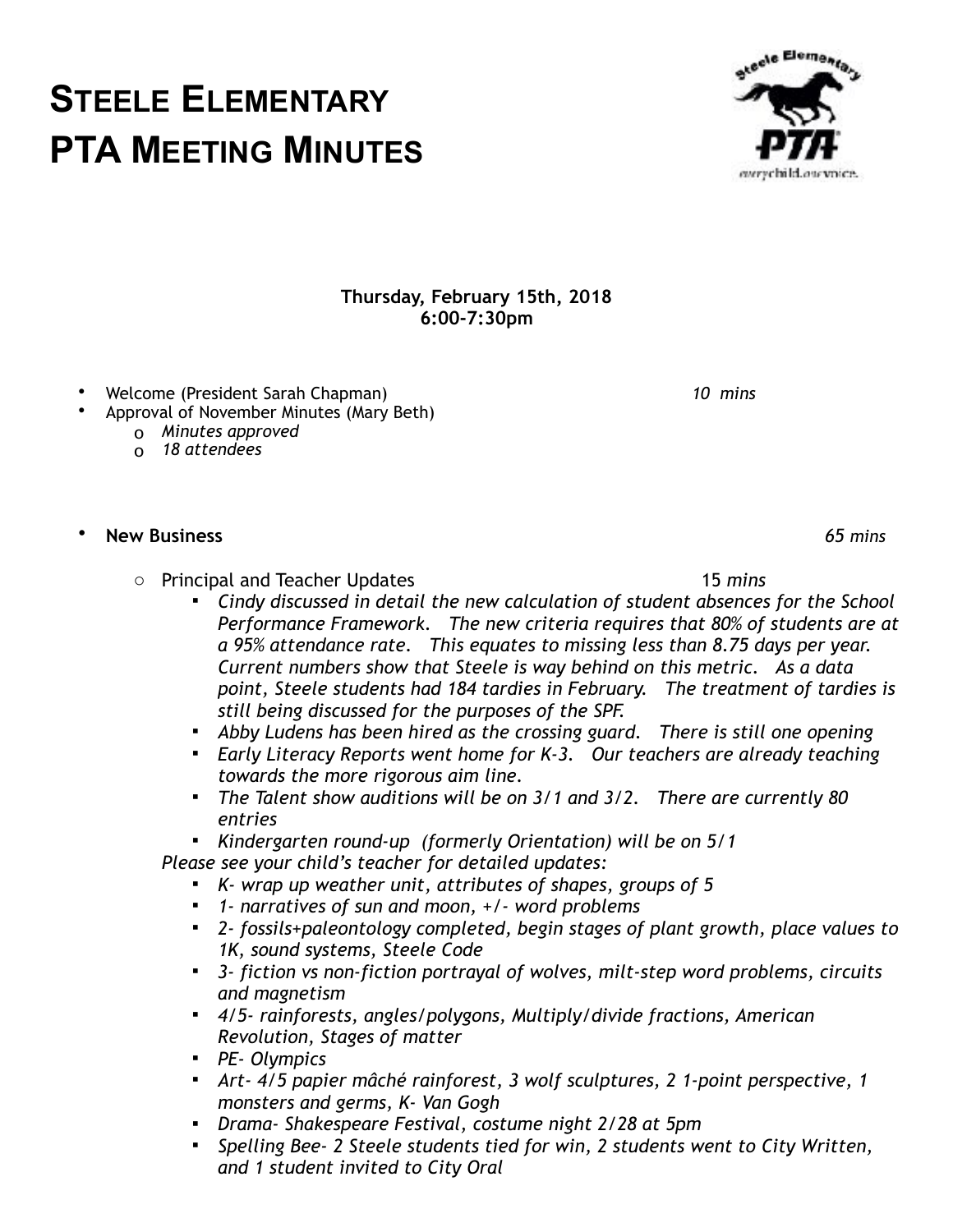# Steele Elementary
# PTA Meeting Minutes

**Thursday, February 15th, 2018**
**6:00-7:30pm**

- Welcome (President Sarah Chapman) *10 mins*
- Approval of November Minutes (Mary Beth)
  - *Minutes approved*
  - *18 attendees*

- **New Business** *65 mins*
  - Principal and Teacher Updates 15 *mins*
    - *Cindy discussed in detail the new calculation of student absences for the School Performance Framework. The new criteria requires that 80% of students are at a 95% attendance rate. This equates to missing less than 8.75 days per year. Current numbers show that Steele is way behind on this metric. As a data point, Steele students had 184 tardies in February. The treatment of tardies is still being discussed for the purposes of the SPF.*
    - *Abby Ludens has been hired as the crossing guard. There is still one opening*
    - *Early Literacy Reports went home for K-3. Our teachers are already teaching towards the more rigorous aim line.*
    - *The Talent show auditions will be on 3/1 and 3/2. There are currently 80 entries*
    - *Kindergarten round-up (formerly Orientation) will be on 5/1*

    *Please see your child's teacher for detailed updates:*
    - *K- wrap up weather unit, attributes of shapes, groups of 5*
    - *1- narratives of sun and moon, +/- word problems*
    - *2- fossils+paleontology completed, begin stages of plant growth, place values to 1K, sound systems, Steele Code*
    - *3- fiction vs non-fiction portrayal of wolves, milt-step word problems, circuits and magnetism*
    - *4/5- rainforests, angles/polygons, Multiply/divide fractions, American Revolution, Stages of matter*
    - *PE- Olympics*
    - *Art- 4/5 papier mâché rainforest, 3 wolf sculptures, 2 1-point perspective, 1 monsters and germs, K- Van Gogh*
    - *Drama- Shakespeare Festival, costume night 2/28 at 5pm*
    - *Spelling Bee- 2 Steele students tied for win, 2 students went to City Written, and 1 student invited to City Oral*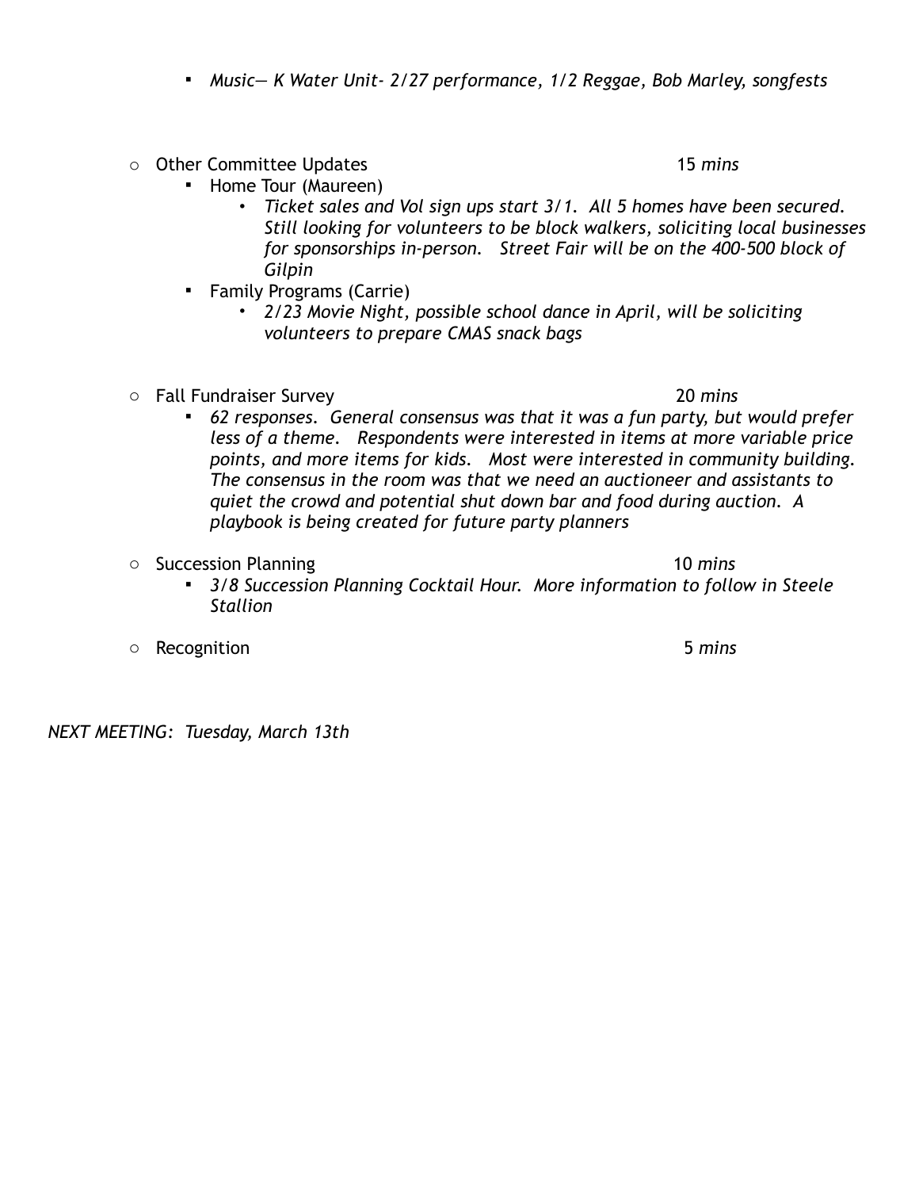- *Music— K Water Unit- 2/27 performance, 1/2 Reggae, Bob Marley, songfests*

- Other Committee Updates 15 *mins*
  - Home Tour (Maureen)
    - *Ticket sales and Vol sign ups start 3/1. All 5 homes have been secured. Still looking for volunteers to be block walkers, soliciting local businesses for sponsorships in-person. Street Fair will be on the 400-500 block of Gilpin*
  - Family Programs (Carrie)
    - *2/23 Movie Night, possible school dance in April, will be soliciting volunteers to prepare CMAS snack bags*

- Fall Fundraiser Survey 20 *mins*
  - *62 responses. General consensus was that it was a fun party, but would prefer less of a theme. Respondents were interested in items at more variable price points, and more items for kids. Most were interested in community building. The consensus in the room was that we need an auctioneer and assistants to quiet the crowd and potential shut down bar and food during auction. A playbook is being created for future party planners*

- Succession Planning 10 *mins*
  - *3/8 Succession Planning Cocktail Hour. More information to follow in Steele Stallion*

- Recognition 5 *mins*

*NEXT MEETING: Tuesday, March 13th*